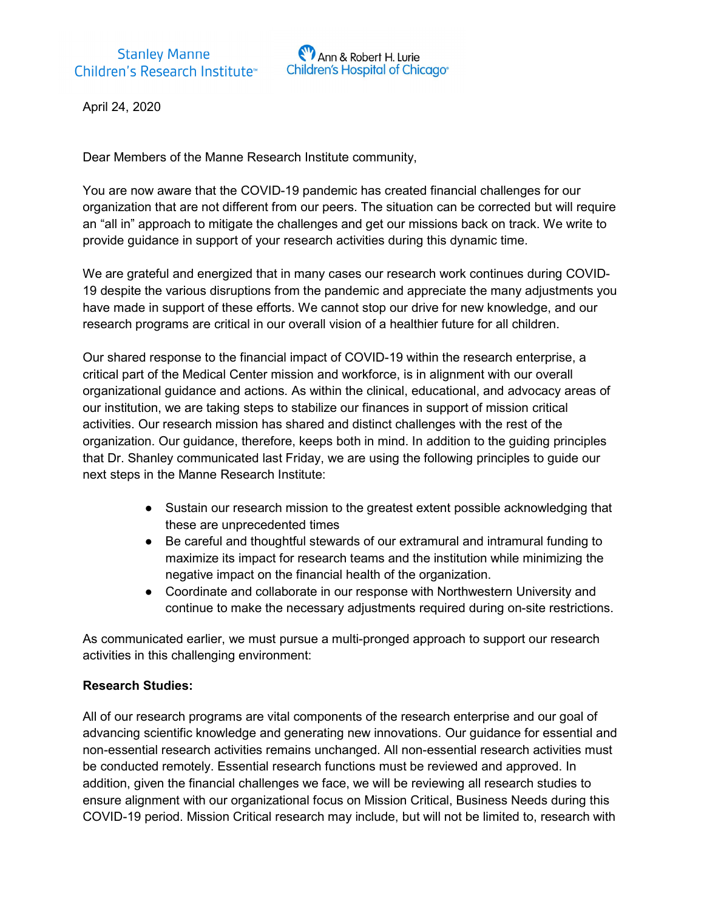Stanley Manne Children's Research Institute

Ann & Robert H. Lurie Children's Hospital of Chicago

April 24, 2020

Dear Members of the Manne Research Institute community,

You are now aware that the COVID-19 pandemic has created financial challenges for our organization that are not different from our peers. The situation can be corrected but will require an "all in" approach to mitigate the challenges and get our missions back on track. We write to provide guidance in support of your research activities during this dynamic time.

We are grateful and energized that in many cases our research work continues during COVID-19 despite the various disruptions from the pandemic and appreciate the many adjustments you have made in support of these efforts. We cannot stop our drive for new knowledge, and our research programs are critical in our overall vision of a healthier future for all children.

Our shared response to the financial impact of COVID-19 within the research enterprise, a critical part of the Medical Center mission and workforce, is in alignment with our overall organizational guidance and actions. As within the clinical, educational, and advocacy areas of our institution, we are taking steps to stabilize our finances in support of mission critical activities. Our research mission has shared and distinct challenges with the rest of the organization. Our guidance, therefore, keeps both in mind. In addition to the guiding principles that Dr. Shanley communicated last Friday, we are using the following principles to guide our next steps in the Manne Research Institute:

- Sustain our research mission to the greatest extent possible acknowledging that these are unprecedented times
- Be careful and thoughtful stewards of our extramural and intramural funding to maximize its impact for research teams and the institution while minimizing the negative impact on the financial health of the organization.
- Coordinate and collaborate in our response with Northwestern University and continue to make the necessary adjustments required during on-site restrictions.

As communicated earlier, we must pursue a multi-pronged approach to support our research activities in this challenging environment:

**Research Studies:**

All of our research programs are vital components of the research enterprise and our goal of advancing scientific knowledge and generating new innovations. Our guidance for essential and non-essential research activities remains unchanged. All non-essential research activities must be conducted remotely. Essential research functions must be reviewed and approved. In addition, given the financial challenges we face, we will be reviewing all research studies to ensure alignment with our organizational focus on Mission Critical, Business Needs during this COVID-19 period. Mission Critical research may include, but will not be limited to, research with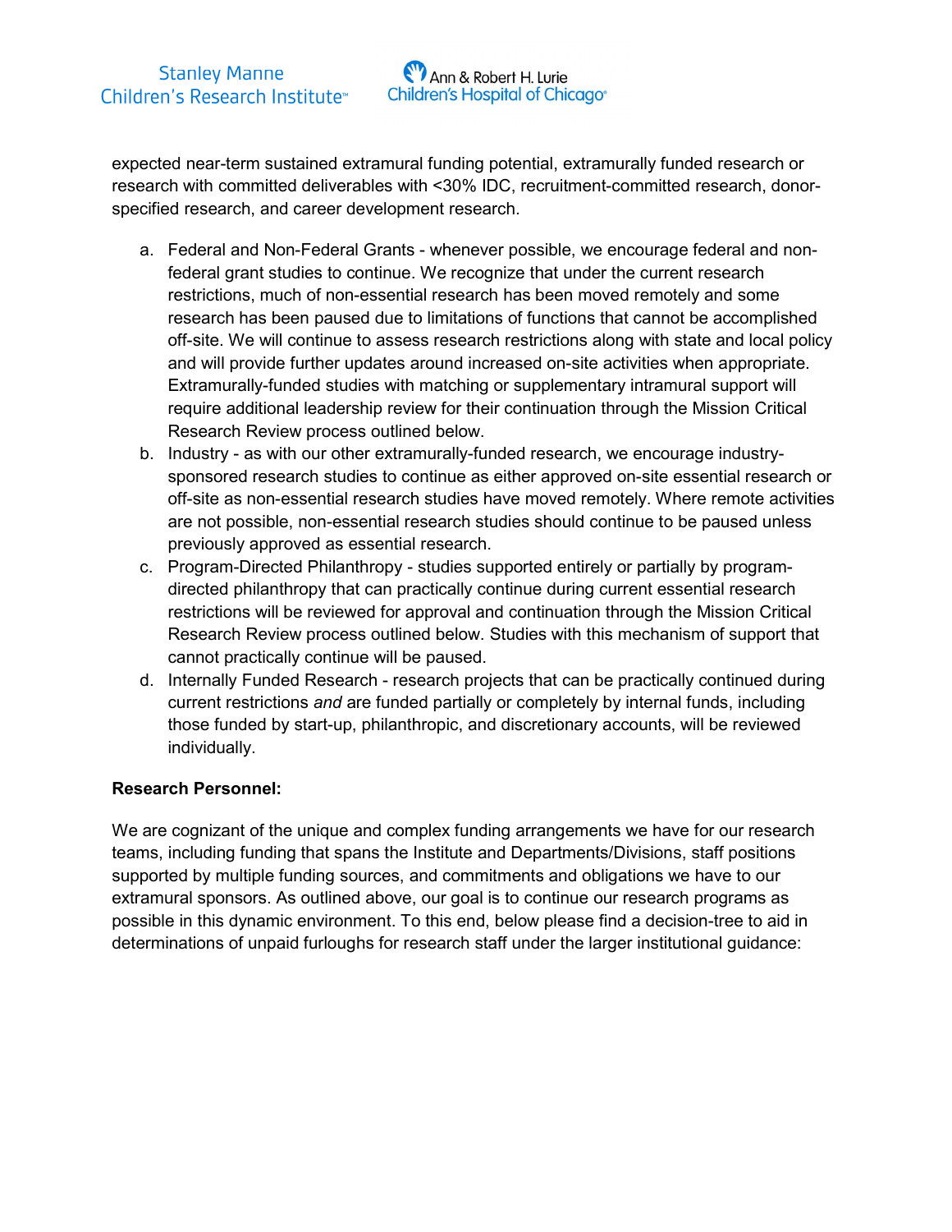expected near-term sustained extramural funding potential, extramurally funded research or research with committed deliverables with <30% IDC, recruitment-committed research, donor-specified research, and career development research.

a. Federal and Non-Federal Grants - whenever possible, we encourage federal and non-federal grant studies to continue. We recognize that under the current research restrictions, much of non-essential research has been moved remotely and some research has been paused due to limitations of functions that cannot be accomplished off-site. We will continue to assess research restrictions along with state and local policy and will provide further updates around increased on-site activities when appropriate. Extramurally-funded studies with matching or supplementary intramural support will require additional leadership review for their continuation through the Mission Critical Research Review process outlined below.
b. Industry - as with our other extramurally-funded research, we encourage industry-sponsored research studies to continue as either approved on-site essential research or off-site as non-essential research studies have moved remotely. Where remote activities are not possible, non-essential research studies should continue to be paused unless previously approved as essential research.
c. Program-Directed Philanthropy - studies supported entirely or partially by program-directed philanthropy that can practically continue during current essential research restrictions will be reviewed for approval and continuation through the Mission Critical Research Review process outlined below. Studies with this mechanism of support that cannot practically continue will be paused.
d. Internally Funded Research - research projects that can be practically continued during current restrictions *and* are funded partially or completely by internal funds, including those funded by start-up, philanthropic, and discretionary accounts, will be reviewed individually.

**Research Personnel:**

We are cognizant of the unique and complex funding arrangements we have for our research teams, including funding that spans the Institute and Departments/Divisions, staff positions supported by multiple funding sources, and commitments and obligations we have to our extramural sponsors. As outlined above, our goal is to continue our research programs as possible in this dynamic environment. To this end, below please find a decision-tree to aid in determinations of unpaid furloughs for research staff under the larger institutional guidance: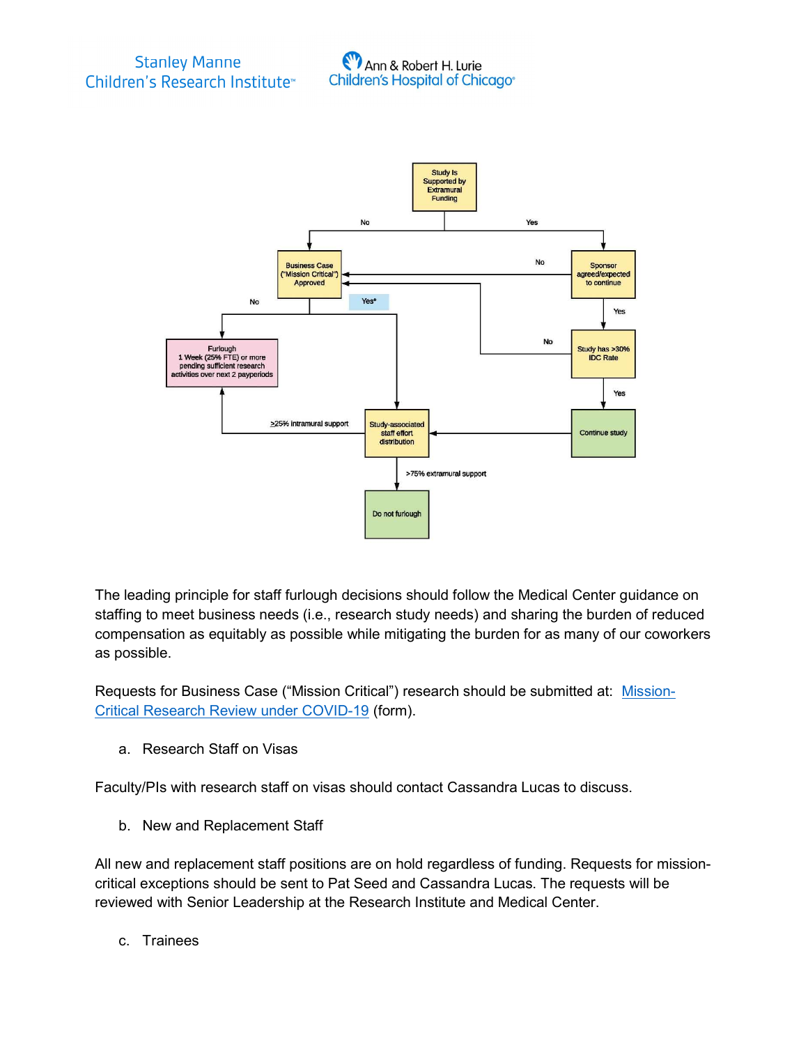- **Study Is Supported by Extramural Funding**
  - No → **Business Case ("Mission Critical") Approved**
  - Yes → **Sponsor agreed/expected to continue**
- **Sponsor agreed/expected to continue**
  - No → **Business Case ("Mission Critical") Approved**
  - Yes → **Study has >30% IDC Rate**
- **Study has >30% IDC Rate**
  - No → **Business Case ("Mission Critical") Approved**
  - Yes → **Continue study**
- **Business Case ("Mission Critical") Approved**
  - No → **Furlough 1 Week (25% FTE) or more pending sufficient research activities over next 2 payperiods**
  - Yes* → **Study-associated staff effort distribution**
- **Continue study** → **Study-associated staff effort distribution**
- **Study-associated staff effort distribution**
  - ≥25% intramural support → **Furlough**
  - >75% extramural support → **Do not furlough**

The leading principle for staff furlough decisions should follow the Medical Center guidance on staffing to meet business needs (i.e., research study needs) and sharing the burden of reduced compensation as equitably as possible while mitigating the burden for as many of our coworkers as possible.

Requests for Business Case ("Mission Critical") research should be submitted at: Mission-Critical Research Review under COVID-19 (form).

a. Research Staff on Visas

Faculty/PIs with research staff on visas should contact Cassandra Lucas to discuss.

b. New and Replacement Staff

All new and replacement staff positions are on hold regardless of funding. Requests for mission-critical exceptions should be sent to Pat Seed and Cassandra Lucas. The requests will be reviewed with Senior Leadership at the Research Institute and Medical Center.

c. Trainees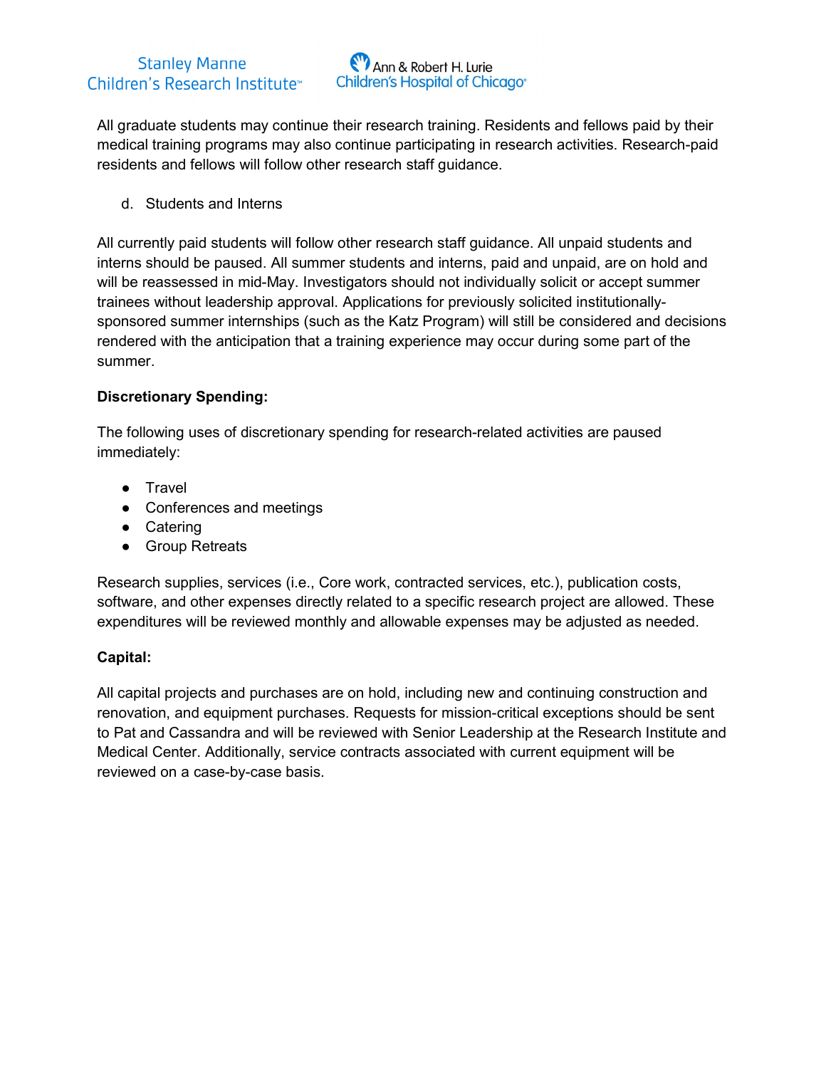All graduate students may continue their research training. Residents and fellows paid by their medical training programs may also continue participating in research activities. Research-paid residents and fellows will follow other research staff guidance.

d. Students and Interns

All currently paid students will follow other research staff guidance. All unpaid students and interns should be paused. All summer students and interns, paid and unpaid, are on hold and will be reassessed in mid-May. Investigators should not individually solicit or accept summer trainees without leadership approval. Applications for previously solicited institutionally-sponsored summer internships (such as the Katz Program) will still be considered and decisions rendered with the anticipation that a training experience may occur during some part of the summer.

**Discretionary Spending:**

The following uses of discretionary spending for research-related activities are paused immediately:

- Travel
- Conferences and meetings
- Catering
- Group Retreats

Research supplies, services (i.e., Core work, contracted services, etc.), publication costs, software, and other expenses directly related to a specific research project are allowed. These expenditures will be reviewed monthly and allowable expenses may be adjusted as needed.

**Capital:**

All capital projects and purchases are on hold, including new and continuing construction and renovation, and equipment purchases. Requests for mission-critical exceptions should be sent to Pat and Cassandra and will be reviewed with Senior Leadership at the Research Institute and Medical Center. Additionally, service contracts associated with current equipment will be reviewed on a case-by-case basis.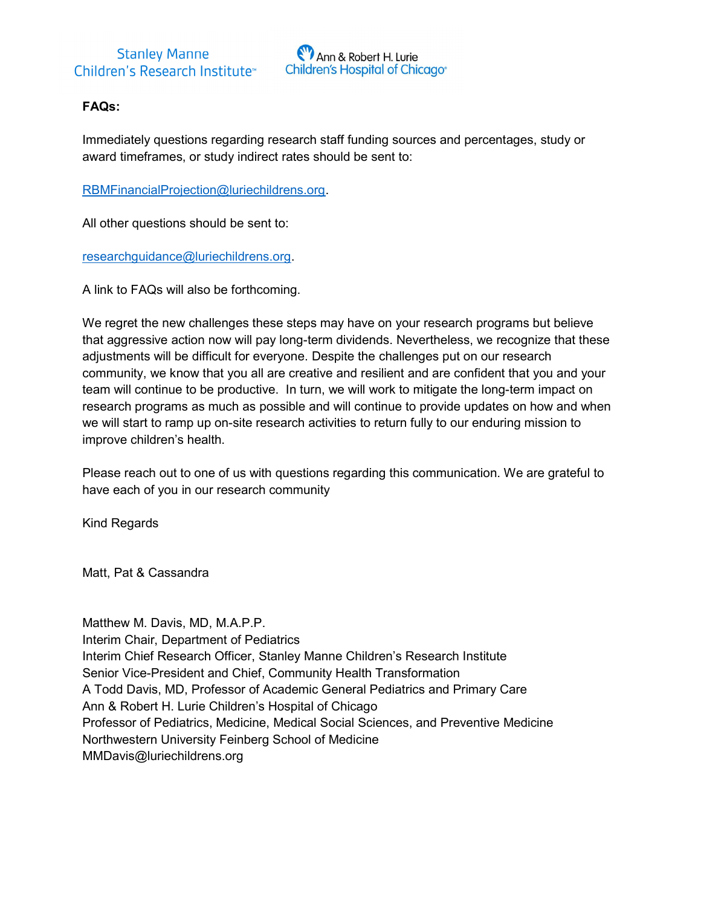**FAQs:**

Immediately questions regarding research staff funding sources and percentages, study or award timeframes, or study indirect rates should be sent to:

RBMFinancialProjection@luriechildrens.org.

All other questions should be sent to:

researchguidance@luriechildrens.org.

A link to FAQs will also be forthcoming.

We regret the new challenges these steps may have on your research programs but believe that aggressive action now will pay long-term dividends. Nevertheless, we recognize that these adjustments will be difficult for everyone. Despite the challenges put on our research community, we know that you all are creative and resilient and are confident that you and your team will continue to be productive. In turn, we will work to mitigate the long-term impact on research programs as much as possible and will continue to provide updates on how and when we will start to ramp up on-site research activities to return fully to our enduring mission to improve children's health.

Please reach out to one of us with questions regarding this communication. We are grateful to have each of you in our research community

Kind Regards

Matt, Pat & Cassandra

Matthew M. Davis, MD, M.A.P.P.
Interim Chair, Department of Pediatrics
Interim Chief Research Officer, Stanley Manne Children's Research Institute
Senior Vice-President and Chief, Community Health Transformation
A Todd Davis, MD, Professor of Academic General Pediatrics and Primary Care
Ann & Robert H. Lurie Children's Hospital of Chicago
Professor of Pediatrics, Medicine, Medical Social Sciences, and Preventive Medicine
Northwestern University Feinberg School of Medicine
MMDavis@luriechildrens.org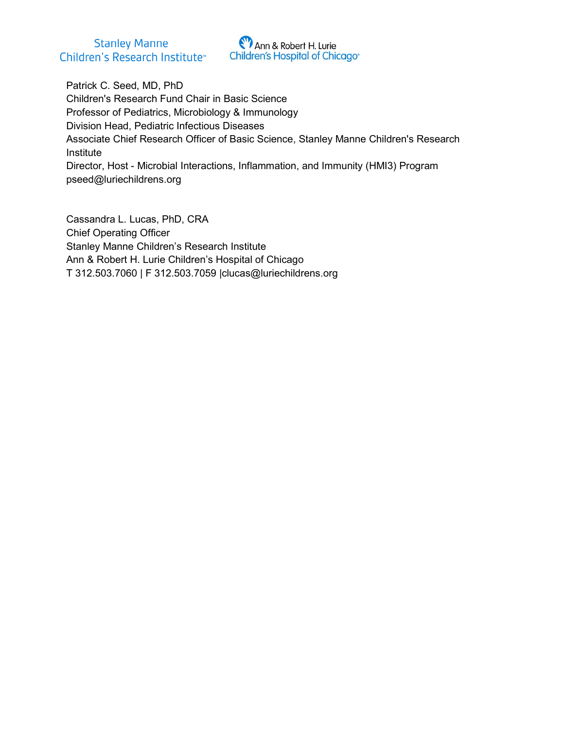Stanley Manne Children's Research Institute™

Ann & Robert H. Lurie Children's Hospital of Chicago®

Patrick C. Seed, MD, PhD
Children's Research Fund Chair in Basic Science
Professor of Pediatrics, Microbiology & Immunology
Division Head, Pediatric Infectious Diseases
Associate Chief Research Officer of Basic Science, Stanley Manne Children's Research Institute
Director, Host - Microbial Interactions, Inflammation, and Immunity (HMI3) Program
pseed@luriechildrens.org

Cassandra L. Lucas, PhD, CRA
Chief Operating Officer
Stanley Manne Children's Research Institute
Ann & Robert H. Lurie Children's Hospital of Chicago
T 312.503.7060 | F 312.503.7059 |clucas@luriechildrens.org